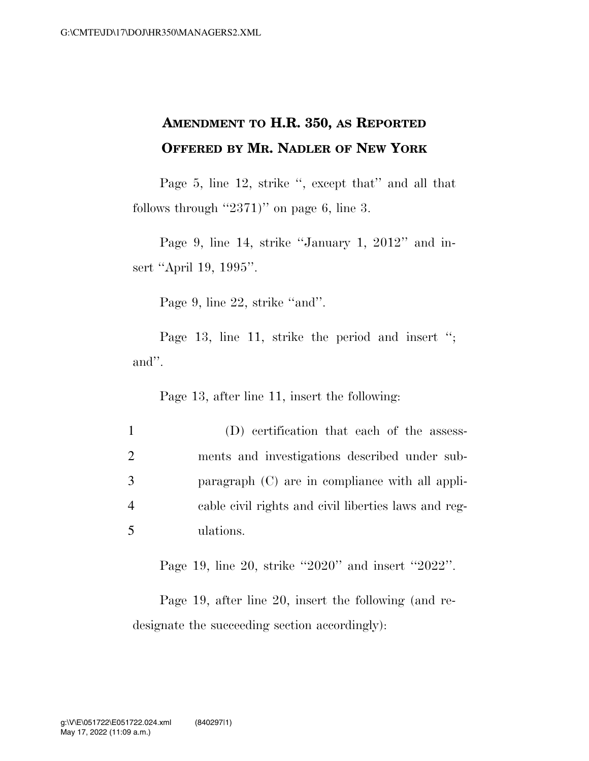# AMENDMENT TO H.R. 350, AS REPORTED
# OFFERED BY MR. NADLER OF NEW YORK

Page 5, line 12, strike ", except that" and all that follows through "2371)" on page 6, line 3.

Page 9, line 14, strike "January 1, 2012" and insert "April 19, 1995".

Page 9, line 22, strike "and".

Page 13, line 11, strike the period and insert "; and".

Page 13, after line 11, insert the following:

1 (D) certification that each of the assess-
2 ments and investigations described under sub-
3 paragraph (C) are in compliance with all appli-
4 cable civil rights and civil liberties laws and reg-
5 ulations.

Page 19, line 20, strike "2020" and insert "2022".

Page 19, after line 20, insert the following (and redesignate the succeeding section accordingly):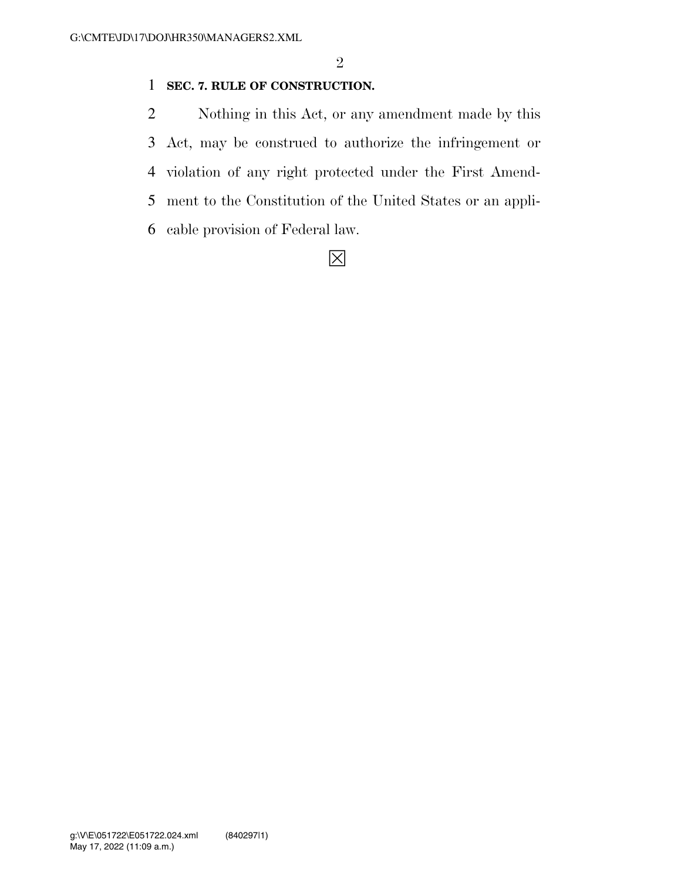**SEC. 7. RULE OF CONSTRUCTION.**

Nothing in this Act, or any amendment made by this Act, may be construed to authorize the infringement or violation of any right protected under the First Amendment to the Constitution of the United States or an applicable provision of Federal law.